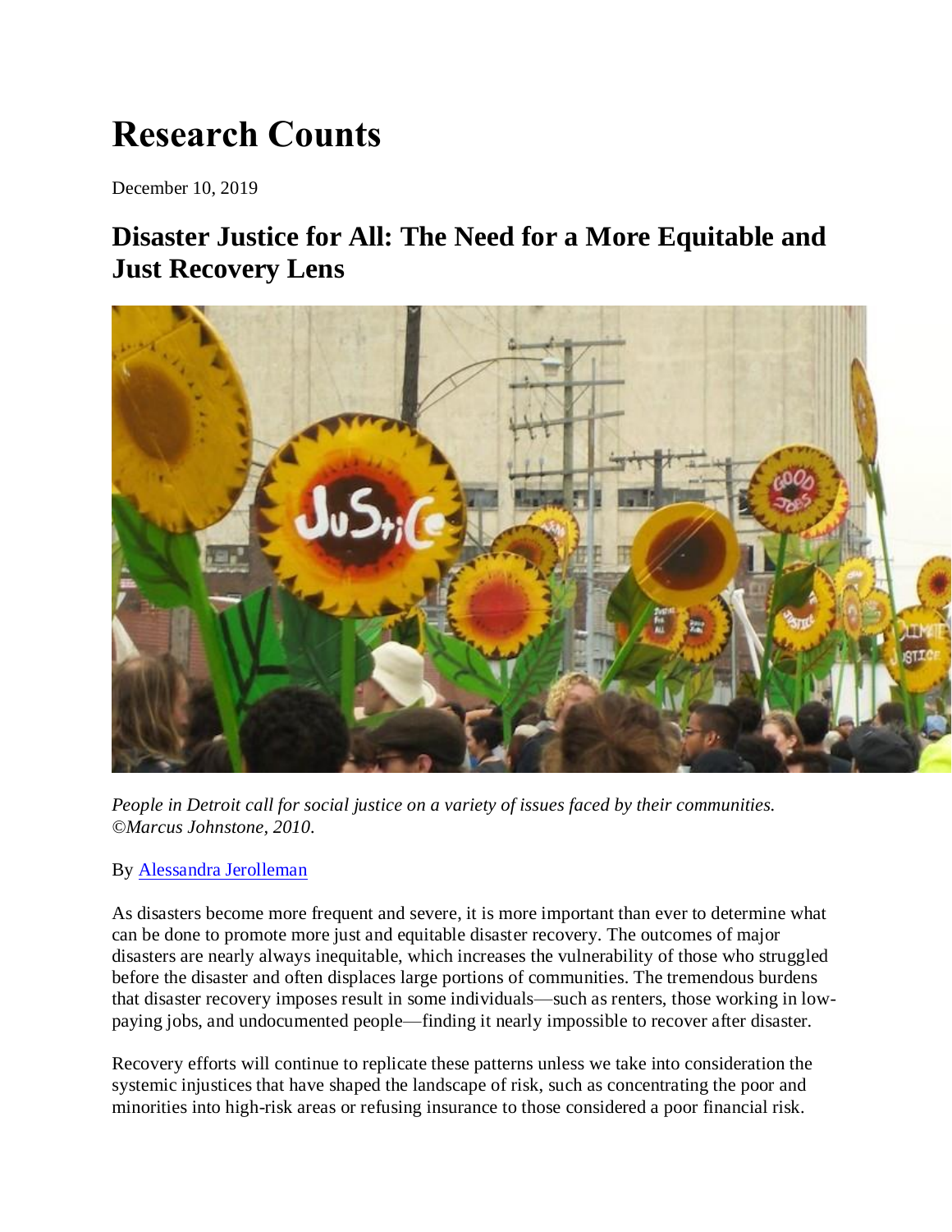# Research Counts

December 10, 2019

## Disaster Justice for All: The Need for a More Equitable and Just Recovery Lens

*People in Detroit call for social justice on a variety of issues faced by their communities. ©Marcus Johnstone, 2010.*

By Alessandra Jerolleman

As disasters become more frequent and severe, it is more important than ever to determine what can be done to promote more just and equitable disaster recovery. The outcomes of major disasters are nearly always inequitable, which increases the vulnerability of those who struggled before the disaster and often displaces large portions of communities. The tremendous burdens that disaster recovery imposes result in some individuals—such as renters, those working in low-paying jobs, and undocumented people—finding it nearly impossible to recover after disaster.

Recovery efforts will continue to replicate these patterns unless we take into consideration the systemic injustices that have shaped the landscape of risk, such as concentrating the poor and minorities into high-risk areas or refusing insurance to those considered a poor financial risk.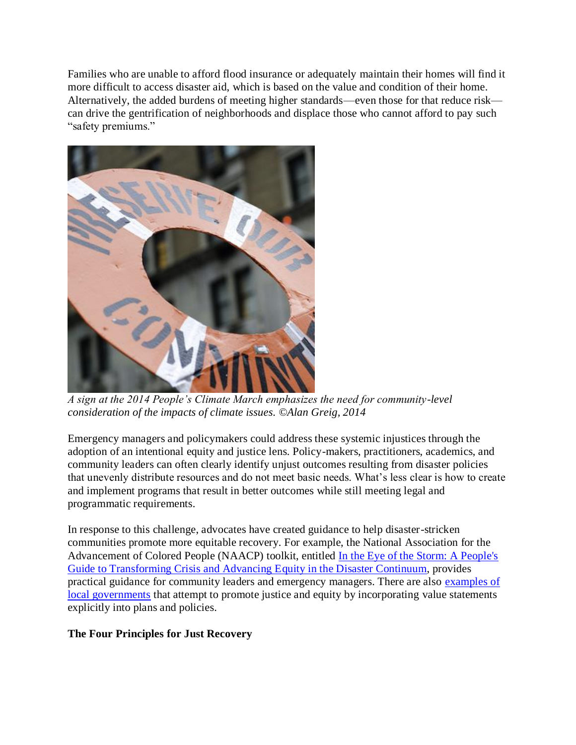Families who are unable to afford flood insurance or adequately maintain their homes will find it more difficult to access disaster aid, which is based on the value and condition of their home. Alternatively, the added burdens of meeting higher standards—even those for that reduce risk—can drive the gentrification of neighborhoods and displace those who cannot afford to pay such "safety premiums."

*A sign at the 2014 People's Climate March emphasizes the need for community-level consideration of the impacts of climate issues. ©Alan Greig, 2014*

Emergency managers and policymakers could address these systemic injustices through the adoption of an intentional equity and justice lens. Policy-makers, practitioners, academics, and community leaders can often clearly identify unjust outcomes resulting from disaster policies that unevenly distribute resources and do not meet basic needs. What's less clear is how to create and implement programs that result in better outcomes while still meeting legal and programmatic requirements.

In response to this challenge, advocates have created guidance to help disaster-stricken communities promote more equitable recovery. For example, the National Association for the Advancement of Colored People (NAACP) toolkit, entitled In the Eye of the Storm: A People's Guide to Transforming Crisis and Advancing Equity in the Disaster Continuum, provides practical guidance for community leaders and emergency managers. There are also examples of local governments that attempt to promote justice and equity by incorporating value statements explicitly into plans and policies.

**The Four Principles for Just Recovery**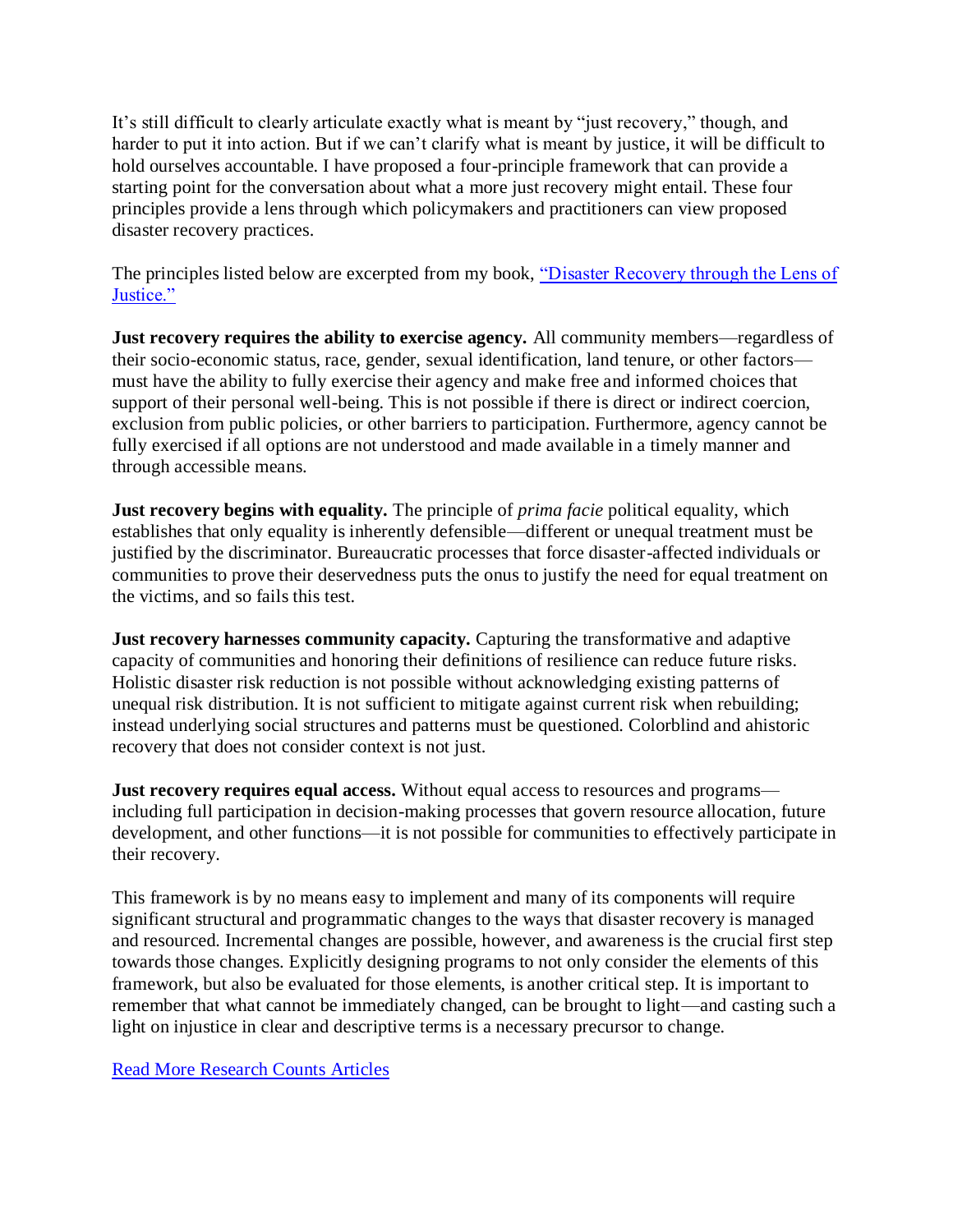It's still difficult to clearly articulate exactly what is meant by "just recovery," though, and harder to put it into action. But if we can't clarify what is meant by justice, it will be difficult to hold ourselves accountable. I have proposed a four-principle framework that can provide a starting point for the conversation about what a more just recovery might entail. These four principles provide a lens through which policymakers and practitioners can view proposed disaster recovery practices.

The principles listed below are excerpted from my book, ["Disaster Recovery through the Lens of Justice."]()

**Just recovery requires the ability to exercise agency.** All community members—regardless of their socio-economic status, race, gender, sexual identification, land tenure, or other factors—must have the ability to fully exercise their agency and make free and informed choices that support of their personal well-being. This is not possible if there is direct or indirect coercion, exclusion from public policies, or other barriers to participation. Furthermore, agency cannot be fully exercised if all options are not understood and made available in a timely manner and through accessible means.

**Just recovery begins with equality.** The principle of *prima facie* political equality, which establishes that only equality is inherently defensible—different or unequal treatment must be justified by the discriminator. Bureaucratic processes that force disaster-affected individuals or communities to prove their deservedness puts the onus to justify the need for equal treatment on the victims, and so fails this test.

**Just recovery harnesses community capacity.** Capturing the transformative and adaptive capacity of communities and honoring their definitions of resilience can reduce future risks. Holistic disaster risk reduction is not possible without acknowledging existing patterns of unequal risk distribution. It is not sufficient to mitigate against current risk when rebuilding; instead underlying social structures and patterns must be questioned. Colorblind and ahistoric recovery that does not consider context is not just.

**Just recovery requires equal access.** Without equal access to resources and programs—including full participation in decision-making processes that govern resource allocation, future development, and other functions—it is not possible for communities to effectively participate in their recovery.

This framework is by no means easy to implement and many of its components will require significant structural and programmatic changes to the ways that disaster recovery is managed and resourced. Incremental changes are possible, however, and awareness is the crucial first step towards those changes. Explicitly designing programs to not only consider the elements of this framework, but also be evaluated for those elements, is another critical step. It is important to remember that what cannot be immediately changed, can be brought to light—and casting such a light on injustice in clear and descriptive terms is a necessary precursor to change.

[Read More Research Counts Articles]()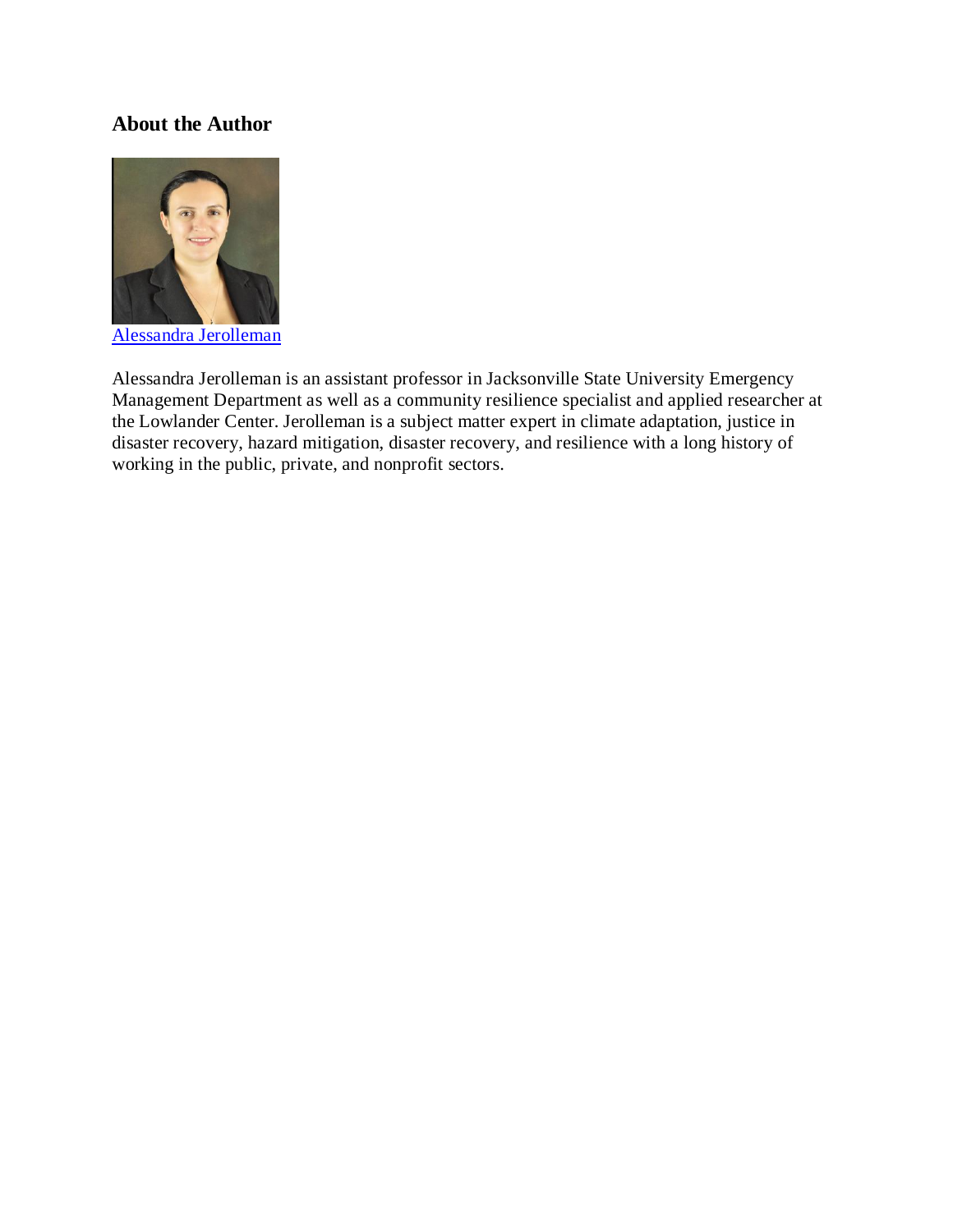## About the Author

Alessandra Jerolleman

Alessandra Jerolleman is an assistant professor in Jacksonville State University Emergency Management Department as well as a community resilience specialist and applied researcher at the Lowlander Center. Jerolleman is a subject matter expert in climate adaptation, justice in disaster recovery, hazard mitigation, disaster recovery, and resilience with a long history of working in the public, private, and nonprofit sectors.